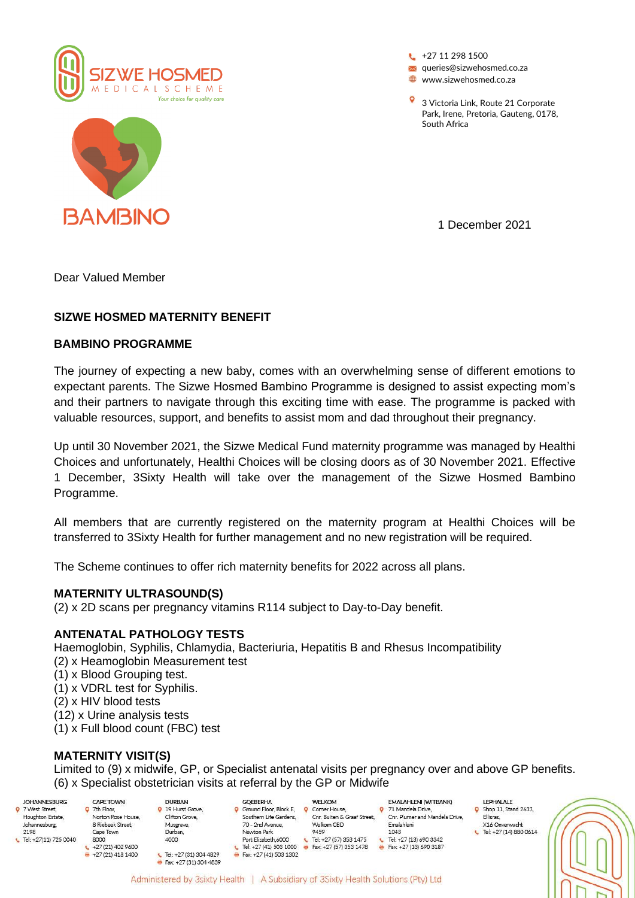+27 11 298 1500
queries@sizwehosmed.co.za
www.sizwehosmed.co.za

3 Victoria Link, Route 21 Corporate Park, Irene, Pretoria, Gauteng, 0178, South Africa

1 December 2021

Dear Valued Member

**SIZWE HOSMED MATERNITY BENEFIT**

**BAMBINO PROGRAMME**

The journey of expecting a new baby, comes with an overwhelming sense of different emotions to expectant parents. The Sizwe Hosmed Bambino Programme is designed to assist expecting mom's and their partners to navigate through this exciting time with ease. The programme is packed with valuable resources, support, and benefits to assist mom and dad throughout their pregnancy.

Up until 30 November 2021, the Sizwe Medical Fund maternity programme was managed by Healthi Choices and unfortunately, Healthi Choices will be closing doors as of 30 November 2021. Effective 1 December, 3Sixty Health will take over the management of the Sizwe Hosmed Bambino Programme.

All members that are currently registered on the maternity program at Healthi Choices will be transferred to 3Sixty Health for further management and no new registration will be required.

The Scheme continues to offer rich maternity benefits for 2022 across all plans.

**MATERNITY ULTRASOUND(S)**

(2) x 2D scans per pregnancy vitamins R114 subject to Day-to-Day benefit.

**ANTENATAL PATHOLOGY TESTS**

Haemoglobin, Syphilis, Chlamydia, Bacteriuria, Hepatitis B and Rhesus Incompatibility

(2) x Heamoglobin Measurement test
(1) x Blood Grouping test.
(1) x VDRL test for Syphilis.
(2) x HIV blood tests
(12) x Urine analysis tests
(1) x Full blood count (FBC) test

**MATERNITY VISIT(S)**

Limited to (9) x midwife, GP, or Specialist antenatal visits per pregnancy over and above GP benefits.
(6) x Specialist obstetrician visits at referral by the GP or Midwife

JOHANNESBURG
7 West Street, Houghton Estate, Johannesburg, 2198
Tel: +27(11) 725 0040

CAPE TOWN
7th Floor, Norton Rose House, 8 Riebeek Street, Cape Town 8000
+27 (21) 402 9600
+27 (21) 418 1400

DURBAN
19 Hurst Grove, Clifton Grove, Musgrave, Durban, 4000
Tel: +27 (31) 304 4829
Fax: +27 (31) 304 4839

GQEBERHA
Ground Floor, Block E, Southern Life Gardens, 70 - 2nd Avenue, Newton Park
Port Elizabeth, 6000
Tel: +27 (41) 503 1000
Fax: +27 (41) 503 1302

WELKOM
Corner House, Cnr. Buiten & Graaf Street, Welkom CBD
9459
Tel: +27 (57) 353 1475
Fax: +27 (57) 353 1478

EMALAHLENI (WITBANK)
71 Mandela Drive, Cnr. Plumer and Mandela Drive, Emalahleni
1043
Tel: +27 (13) 690 3342
Fax: +27 (13) 690 3187

LEPHALALE
Shop 11, Stand 2633, Ellisras, X16 Onverwacht
Tel: +27 (14) 880 0614

Administered by 3sixty Health | A Subsidiary of 3Sixty Health Solutions (Pty) Ltd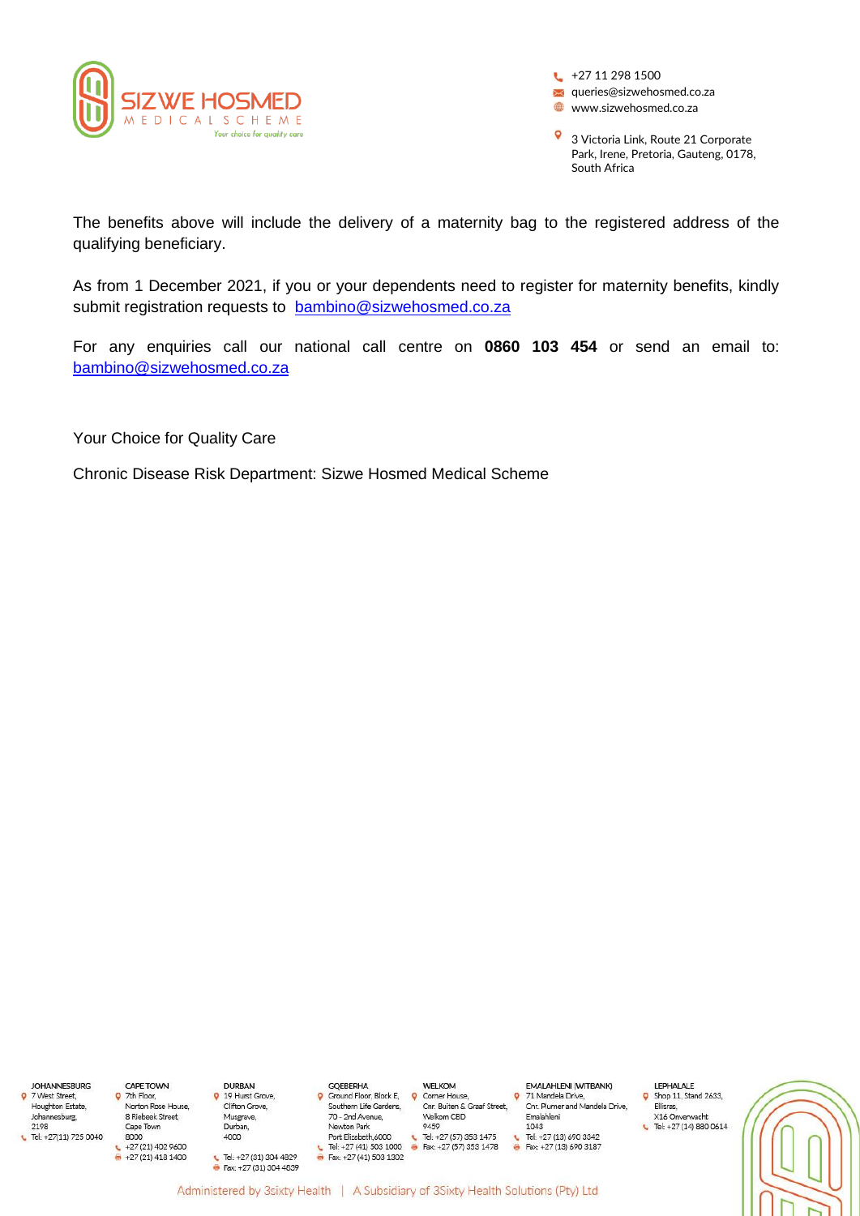The benefits above will include the delivery of a maternity bag to the registered address of the qualifying beneficiary.

As from 1 December 2021, if you or your dependents need to register for maternity benefits, kindly submit registration requests to bambino@sizwehosmed.co.za

For any enquiries call our national call centre on **0860 103 454** or send an email to: bambino@sizwehosmed.co.za

Your Choice for Quality Care

Chronic Disease Risk Department: Sizwe Hosmed Medical Scheme